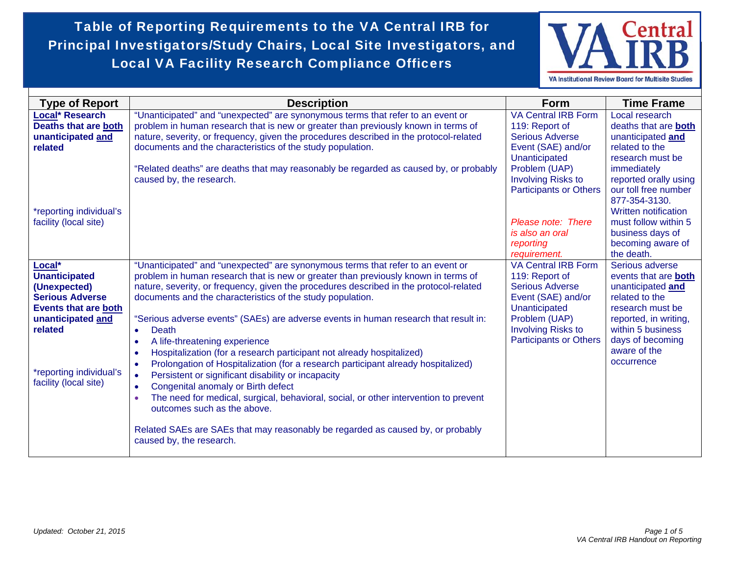# Table of Reporting Requirements to the VA Central IRB for Principal Investigators/Study Chairs, Local Site Investigators, and Local VA Facility Research Compliance Officers

| Type of Report | Description | Form | Time Frame |
|---|---|---|---|
| **Local\* Research Deaths that are both unanticipated and related**<br><br>\*reporting individual's facility (local site) | "Unanticipated" and "unexpected" are synonymous terms that refer to an event or problem in human research that is new or greater than previously known in terms of nature, severity, or frequency, given the procedures described in the protocol-related documents and the characteristics of the study population.<br><br>"Related deaths" are deaths that may reasonably be regarded as caused by, or probably caused by, the research. | VA Central IRB Form 119: Report of Serious Adverse Event (SAE) and/or Unanticipated Problem (UAP) Involving Risks to Participants or Others<br><br>*Please note: There is also an oral reporting requirement.* | Local research deaths that are **both** unanticipated **and** related to the research must be immediately reported orally using our toll free number 877-354-3130. Written notification must follow within 5 business days of becoming aware of the death. |
| **Local\* Unanticipated (Unexpected) Serious Adverse Events that are both unanticipated and related**<br><br>\*reporting individual's facility (local site) | "Unanticipated" and "unexpected" are synonymous terms that refer to an event or problem in human research that is new or greater than previously known in terms of nature, severity, or frequency, given the procedures described in the protocol-related documents and the characteristics of the study population.<br><br>"Serious adverse events" (SAEs) are adverse events in human research that result in:<br>• Death<br>• A life-threatening experience<br>• Hospitalization (for a research participant not already hospitalized)<br>• Prolongation of Hospitalization (for a research participant already hospitalized)<br>• Persistent or significant disability or incapacity<br>• Congenital anomaly or Birth defect<br>• The need for medical, surgical, behavioral, social, or other intervention to prevent outcomes such as the above.<br><br>Related SAEs are SAEs that may reasonably be regarded as caused by, or probably caused by, the research. | VA Central IRB Form 119: Report of Serious Adverse Event (SAE) and/or Unanticipated Problem (UAP) Involving Risks to Participants or Others | Serious adverse events that are **both** unanticipated **and** related to the research must be reported, in writing, within 5 business days of becoming aware of the occurrence |

*Updated: October 21, 2015*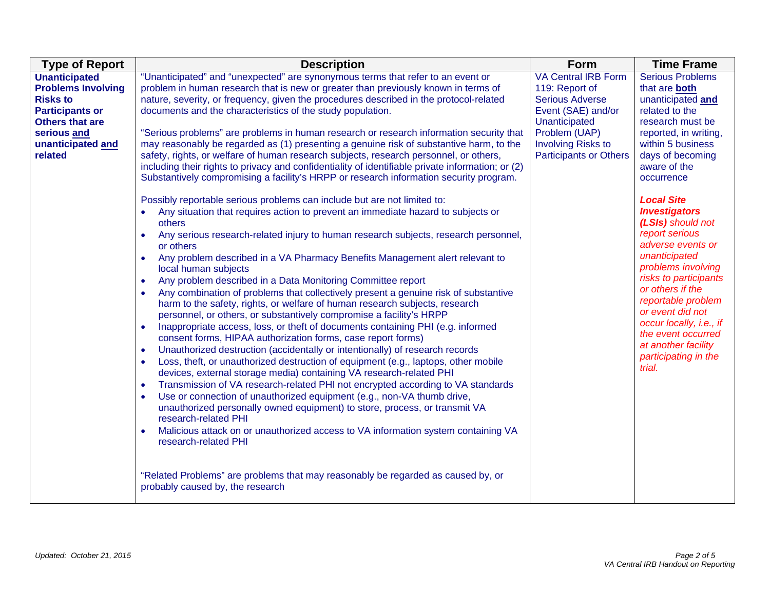| Type of Report | Description | Form | Time Frame |
|---|---|---|---|
| **Unanticipated Problems Involving Risks to Participants or Others that are serious and unanticipated and related** | "Unanticipated" and "unexpected" are synonymous terms that refer to an event or problem in human research that is new or greater than previously known in terms of nature, severity, or frequency, given the procedures described in the protocol-related documents and the characteristics of the study population.<br><br>"Serious problems" are problems in human research or research information security that may reasonably be regarded as (1) presenting a genuine risk of substantive harm, to the safety, rights, or welfare of human research subjects, research personnel, or others, including their rights to privacy and confidentiality of identifiable private information; or (2) Substantively compromising a facility's HRPP or research information security program.<br><br>Possibly reportable serious problems can include but are not limited to:<br>• Any situation that requires action to prevent an immediate hazard to subjects or others<br>• Any serious research-related injury to human research subjects, research personnel, or others<br>• Any problem described in a VA Pharmacy Benefits Management alert relevant to local human subjects<br>• Any problem described in a Data Monitoring Committee report<br>• Any combination of problems that collectively present a genuine risk of substantive harm to the safety, rights, or welfare of human research subjects, research personnel, or others, or substantively compromise a facility's HRPP<br>• Inappropriate access, loss, or theft of documents containing PHI (e.g. informed consent forms, HIPAA authorization forms, case report forms)<br>• Unauthorized destruction (accidentally or intentionally) of research records<br>• Loss, theft, or unauthorized destruction of equipment (e.g., laptops, other mobile devices, external storage media) containing VA research-related PHI<br>• Transmission of VA research-related PHI not encrypted according to VA standards<br>• Use or connection of unauthorized equipment (e.g., non-VA thumb drive, unauthorized personally owned equipment) to store, process, or transmit VA research-related PHI<br>• Malicious attack on or unauthorized access to VA information system containing VA research-related PHI<br><br>"Related Problems" are problems that may reasonably be regarded as caused by, or probably caused by, the research | VA Central IRB Form 119: Report of Serious Adverse Event (SAE) and/or Unanticipated Problem (UAP) Involving Risks to Participants or Others | Serious Problems that are **both** unanticipated **and** related to the research must be reported, in writing, within 5 business days of becoming aware of the occurrence<br><br>***Local Site Investigators (LSIs)*** *should not report serious adverse events or unanticipated problems involving risks to participants or others if the reportable problem or event did not occur locally, i.e., if the event occurred at another facility participating in the trial.* |

*Updated: October 21, 2015*

*VA Central IRB Handout on Reporting*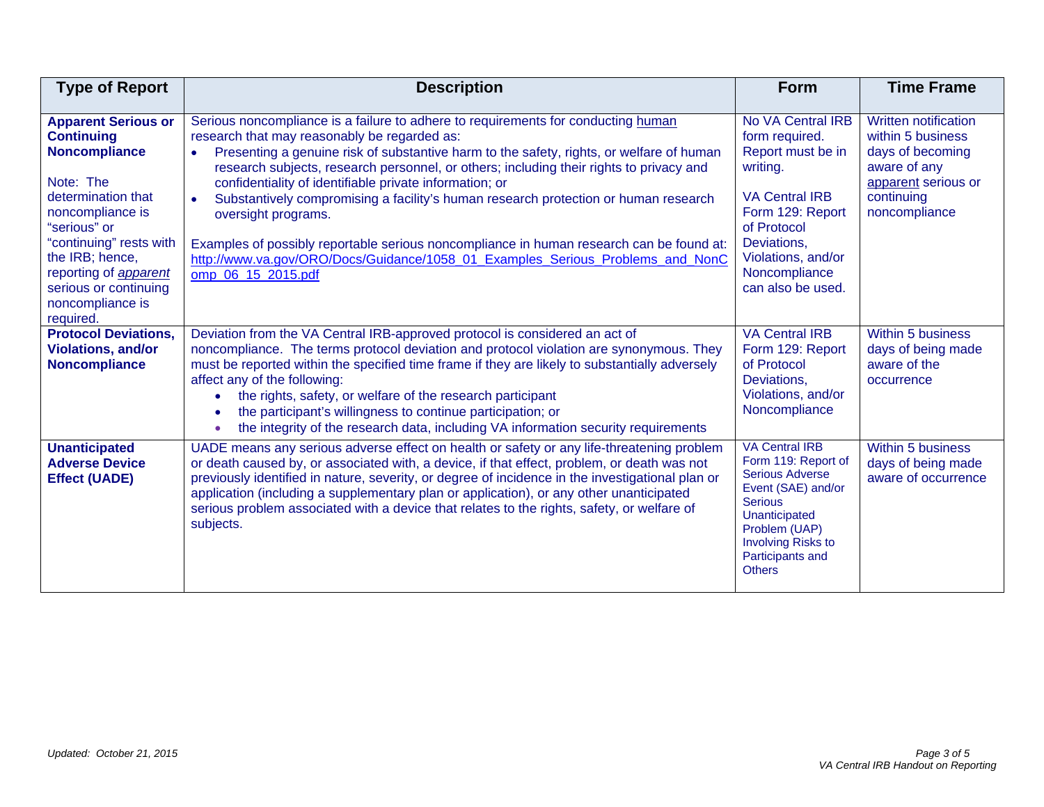| Type of Report | Description | Form | Time Frame |
| --- | --- | --- | --- |
| **Apparent Serious or Continuing Noncompliance**<br><br>Note: The determination that noncompliance is "serious" or "continuing" rests with the IRB; hence, reporting of *apparent* serious or continuing noncompliance is required. | Serious noncompliance is a failure to adhere to requirements for conducting human research that may reasonably be regarded as:<br>• Presenting a genuine risk of substantive harm to the safety, rights, or welfare of human research subjects, research personnel, or others; including their rights to privacy and confidentiality of identifiable private information; or<br>• Substantively compromising a facility's human research protection or human research oversight programs.<br><br>Examples of possibly reportable serious noncompliance in human research can be found at: http://www.va.gov/ORO/Docs/Guidance/1058_01_Examples_Serious_Problems_and_NonComp_06_15_2015.pdf | No VA Central IRB form required. Report must be in writing.<br><br>VA Central IRB Form 129: Report of Protocol Deviations, Violations, and/or Noncompliance can also be used. | Written notification within 5 business days of becoming aware of any apparent serious or continuing noncompliance |
| **Protocol Deviations, Violations, and/or Noncompliance** | Deviation from the VA Central IRB-approved protocol is considered an act of noncompliance. The terms protocol deviation and protocol violation are synonymous. They must be reported within the specified time frame if they are likely to substantially adversely affect any of the following:<br>• the rights, safety, or welfare of the research participant<br>• the participant's willingness to continue participation; or<br>• the integrity of the research data, including VA information security requirements | VA Central IRB Form 129: Report of Protocol Deviations, Violations, and/or Noncompliance | Within 5 business days of being made aware of the occurrence |
| **Unanticipated Adverse Device Effect (UADE)** | UADE means any serious adverse effect on health or safety or any life-threatening problem or death caused by, or associated with, a device, if that effect, problem, or death was not previously identified in nature, severity, or degree of incidence in the investigational plan or application (including a supplementary plan or application), or any other unanticipated serious problem associated with a device that relates to the rights, safety, or welfare of subjects. | VA Central IRB Form 119: Report of Serious Adverse Event (SAE) and/or Serious Unanticipated Problem (UAP) Involving Risks to Participants and Others | Within 5 business days of being made aware of occurrence |

*Updated: October 21, 2015*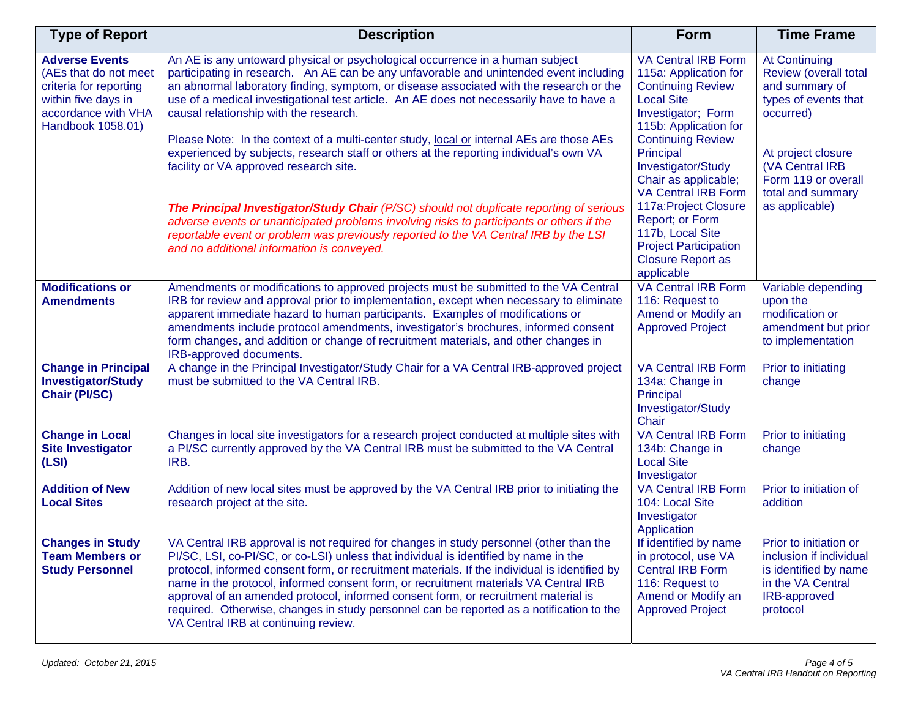| Type of Report | Description | Form | Time Frame |
|---|---|---|---|
| **Adverse Events** (AEs that do not meet criteria for reporting within five days in accordance with VHA Handbook 1058.01) | An AE is any untoward physical or psychological occurrence in a human subject participating in research. An AE can be any unfavorable and unintended event including an abnormal laboratory finding, symptom, or disease associated with the research or the use of a medical investigational test article. An AE does not necessarily have to have a causal relationship with the research.<br><br>Please Note: In the context of a multi-center study, local or internal AEs are those AEs experienced by subjects, research staff or others at the reporting individual's own VA facility or VA approved research site.<br><br>***The Principal Investigator/Study Chair*** *(P/SC) should not duplicate reporting of serious adverse events or unanticipated problems involving risks to participants or others if the reportable event or problem was previously reported to the VA Central IRB by the LSI and no additional information is conveyed.* | VA Central IRB Form 115a: Application for Continuing Review Local Site Investigator; Form 115b: Application for Continuing Review Principal Investigator/Study Chair as applicable; VA Central IRB Form 117a:Project Closure Report; or Form 117b, Local Site Project Participation Closure Report as applicable | At Continuing Review (overall total and summary of types of events that occurred)<br><br>At project closure (VA Central IRB Form 119 or overall total and summary as applicable) |
| **Modifications or Amendments** | Amendments or modifications to approved projects must be submitted to the VA Central IRB for review and approval prior to implementation, except when necessary to eliminate apparent immediate hazard to human participants. Examples of modifications or amendments include protocol amendments, investigator's brochures, informed consent form changes, and addition or change of recruitment materials, and other changes in IRB-approved documents. | VA Central IRB Form 116: Request to Amend or Modify an Approved Project | Variable depending upon the modification or amendment but prior to implementation |
| **Change in Principal Investigator/Study Chair (PI/SC)** | A change in the Principal Investigator/Study Chair for a VA Central IRB-approved project must be submitted to the VA Central IRB. | VA Central IRB Form 134a: Change in Principal Investigator/Study Chair | Prior to initiating change |
| **Change in Local Site Investigator (LSI)** | Changes in local site investigators for a research project conducted at multiple sites with a PI/SC currently approved by the VA Central IRB must be submitted to the VA Central IRB. | VA Central IRB Form 134b: Change in Local Site Investigator | Prior to initiating change |
| **Addition of New Local Sites** | Addition of new local sites must be approved by the VA Central IRB prior to initiating the research project at the site. | VA Central IRB Form 104: Local Site Investigator Application | Prior to initiation of addition |
| **Changes in Study Team Members or Study Personnel** | VA Central IRB approval is not required for changes in study personnel (other than the PI/SC, LSI, co-PI/SC, or co-LSI) unless that individual is identified by name in the protocol, informed consent form, or recruitment materials. If the individual is identified by name in the protocol, informed consent form, or recruitment materials VA Central IRB approval of an amended protocol, informed consent form, or recruitment material is required. Otherwise, changes in study personnel can be reported as a notification to the VA Central IRB at continuing review. | If identified by name in protocol, use VA Central IRB Form 116: Request to Amend or Modify an Approved Project | Prior to initiation or inclusion if individual is identified by name in the VA Central IRB-approved protocol |

*Updated: October 21, 2015*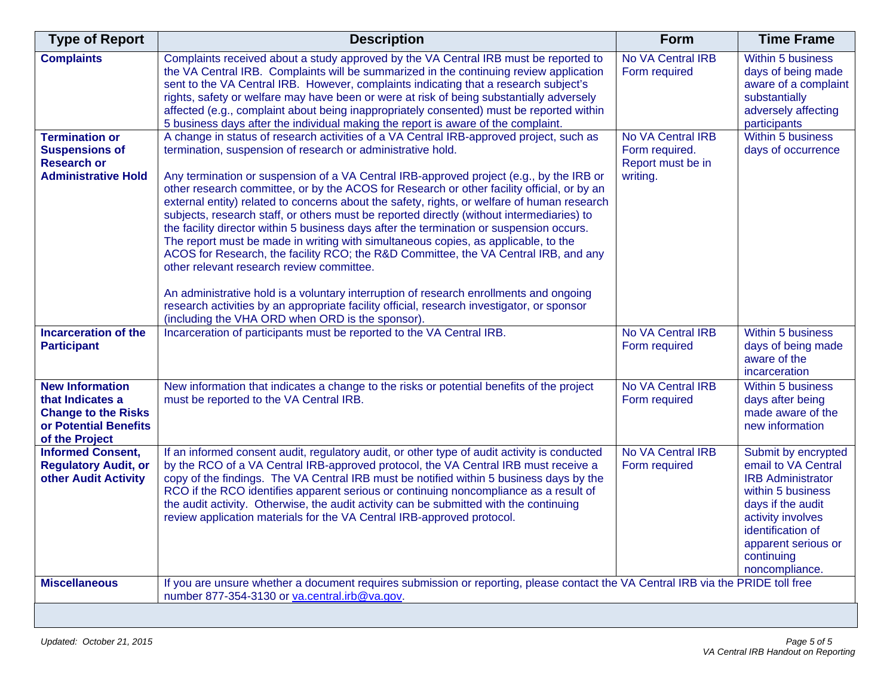| Type of Report | Description | Form | Time Frame |
|---|---|---|---|
| **Complaints** | Complaints received about a study approved by the VA Central IRB must be reported to the VA Central IRB. Complaints will be summarized in the continuing review application sent to the VA Central IRB. However, complaints indicating that a research subject's rights, safety or welfare may have been or were at risk of being substantially adversely affected (e.g., complaint about being inappropriately consented) must be reported within 5 business days after the individual making the report is aware of the complaint. | No VA Central IRB Form required | Within 5 business days of being made aware of a complaint substantially adversely affecting participants |
| **Termination or Suspensions of Research or Administrative Hold** | A change in status of research activities of a VA Central IRB-approved project, such as termination, suspension of research or administrative hold.<br><br>Any termination or suspension of a VA Central IRB-approved project (e.g., by the IRB or other research committee, or by the ACOS for Research or other facility official, or by an external entity) related to concerns about the safety, rights, or welfare of human research subjects, research staff, or others must be reported directly (without intermediaries) to the facility director within 5 business days after the termination or suspension occurs. The report must be made in writing with simultaneous copies, as applicable, to the ACOS for Research, the facility RCO; the R&D Committee, the VA Central IRB, and any other relevant research review committee.<br><br>An administrative hold is a voluntary interruption of research enrollments and ongoing research activities by an appropriate facility official, research investigator, or sponsor (including the VHA ORD when ORD is the sponsor). | No VA Central IRB Form required. Report must be in writing. | Within 5 business days of occurrence |
| **Incarceration of the Participant** | Incarceration of participants must be reported to the VA Central IRB. | No VA Central IRB Form required | Within 5 business days of being made aware of the incarceration |
| **New Information that Indicates a Change to the Risks or Potential Benefits of the Project** | New information that indicates a change to the risks or potential benefits of the project must be reported to the VA Central IRB. | No VA Central IRB Form required | Within 5 business days after being made aware of the new information |
| **Informed Consent, Regulatory Audit, or other Audit Activity** | If an informed consent audit, regulatory audit, or other type of audit activity is conducted by the RCO of a VA Central IRB-approved protocol, the VA Central IRB must receive a copy of the findings. The VA Central IRB must be notified within 5 business days by the RCO if the RCO identifies apparent serious or continuing noncompliance as a result of the audit activity. Otherwise, the audit activity can be submitted with the continuing review application materials for the VA Central IRB-approved protocol. | No VA Central IRB Form required | Submit by encrypted email to VA Central IRB Administrator within 5 business days if the audit activity involves identification of apparent serious or continuing noncompliance. |
| **Miscellaneous** | If you are unsure whether a document requires submission or reporting, please contact the VA Central IRB via the PRIDE toll free number 877-354-3130 or va.central.irb@va.gov. | | |

*Updated: October 21, 2015*

*VA Central IRB Handout on Reporting*